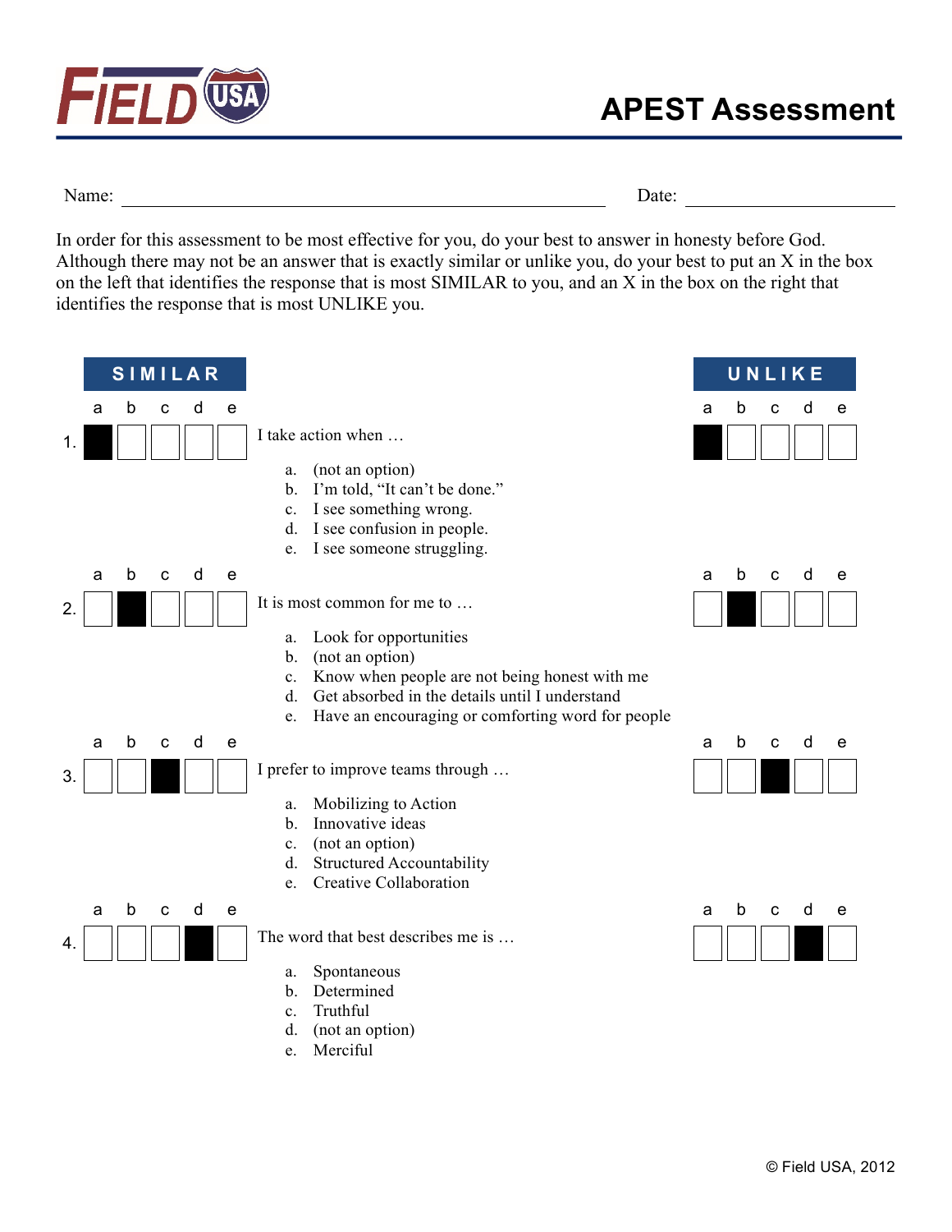# APEST Assessment

Name: ______________________________ Date: ______________

In order for this assessment to be most effective for you, do your best to answer in honesty before God. Although there may not be an answer that is exactly similar or unlike you, do your best to put an X in the box on the left that identifies the response that is most SIMILAR to you, and an X in the box on the right that identifies the response that is most UNLIKE you.

**SIMILAR** (a b c d e) | **UNLIKE** (a b c d e)

1. I take action when …
   a. (not an option)
   b. I'm told, "It can't be done."
   c. I see something wrong.
   d. I see confusion in people.
   e. I see someone struggling.

2. It is most common for me to …
   a. Look for opportunities
   b. (not an option)
   c. Know when people are not being honest with me
   d. Get absorbed in the details until I understand
   e. Have an encouraging or comforting word for people

3. I prefer to improve teams through …
   a. Mobilizing to Action
   b. Innovative ideas
   c. (not an option)
   d. Structured Accountability
   e. Creative Collaboration

4. The word that best describes me is …
   a. Spontaneous
   b. Determined
   c. Truthful
   d. (not an option)
   e. Merciful

© Field USA, 2012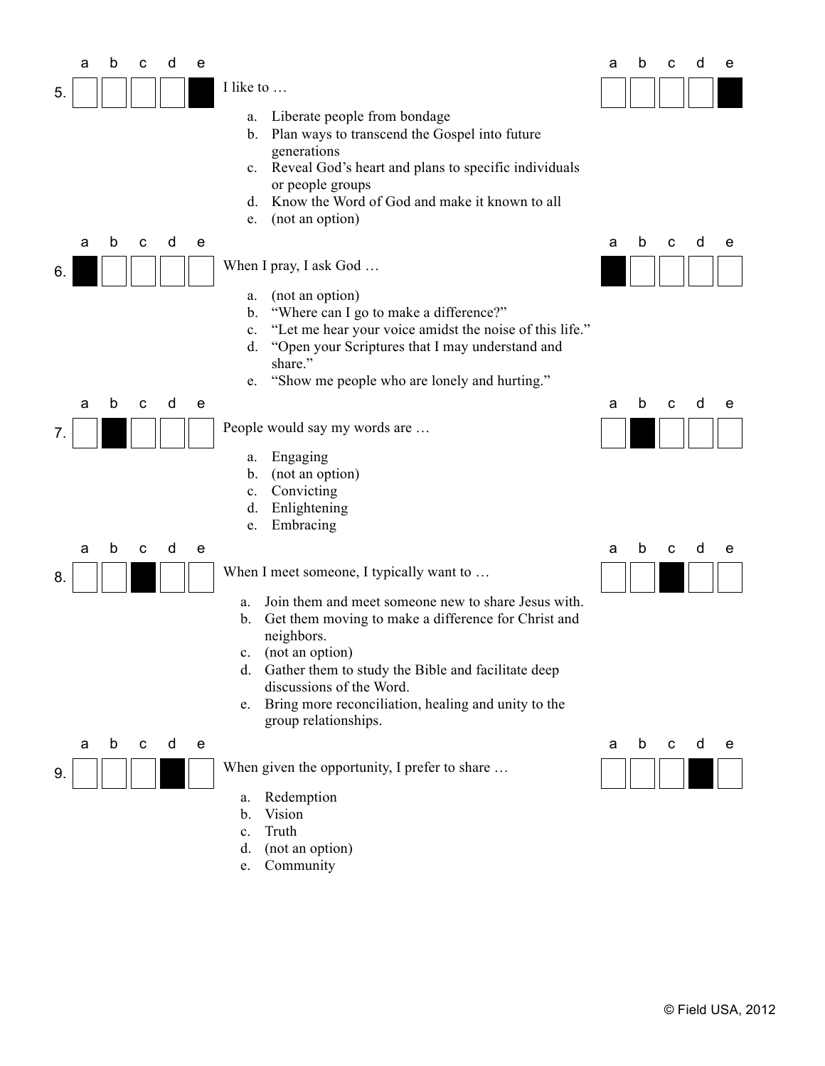| | a | b | c | d | e |
|---|---|---|---|---|---|
| 5. | ☐ | ☐ | ☐ | ☐ | ■ |

I like to …

a. Liberate people from bondage
b. Plan ways to transcend the Gospel into future generations
c. Reveal God's heart and plans to specific individuals or people groups
d. Know the Word of God and make it known to all
e. (not an option)

| | a | b | c | d | e |
|---|---|---|---|---|---|
| 6. | ■ | ☐ | ☐ | ☐ | ☐ |

When I pray, I ask God …

a. (not an option)
b. "Where can I go to make a difference?"
c. "Let me hear your voice amidst the noise of this life."
d. "Open your Scriptures that I may understand and share."
e. "Show me people who are lonely and hurting."

| | a | b | c | d | e |
|---|---|---|---|---|---|
| 7. | ☐ | ■ | ☐ | ☐ | ☐ |

People would say my words are …

a. Engaging
b. (not an option)
c. Convicting
d. Enlightening
e. Embracing

| | a | b | c | d | e |
|---|---|---|---|---|---|
| 8. | ☐ | ☐ | ■ | ☐ | ☐ |

When I meet someone, I typically want to …

a. Join them and meet someone new to share Jesus with.
b. Get them moving to make a difference for Christ and neighbors.
c. (not an option)
d. Gather them to study the Bible and facilitate deep discussions of the Word.
e. Bring more reconciliation, healing and unity to the group relationships.

| | a | b | c | d | e |
|---|---|---|---|---|---|
| 9. | ☐ | ☐ | ☐ | ■ | ☐ |

When given the opportunity, I prefer to share …

a. Redemption
b. Vision
c. Truth
d. (not an option)
e. Community

© Field USA, 2012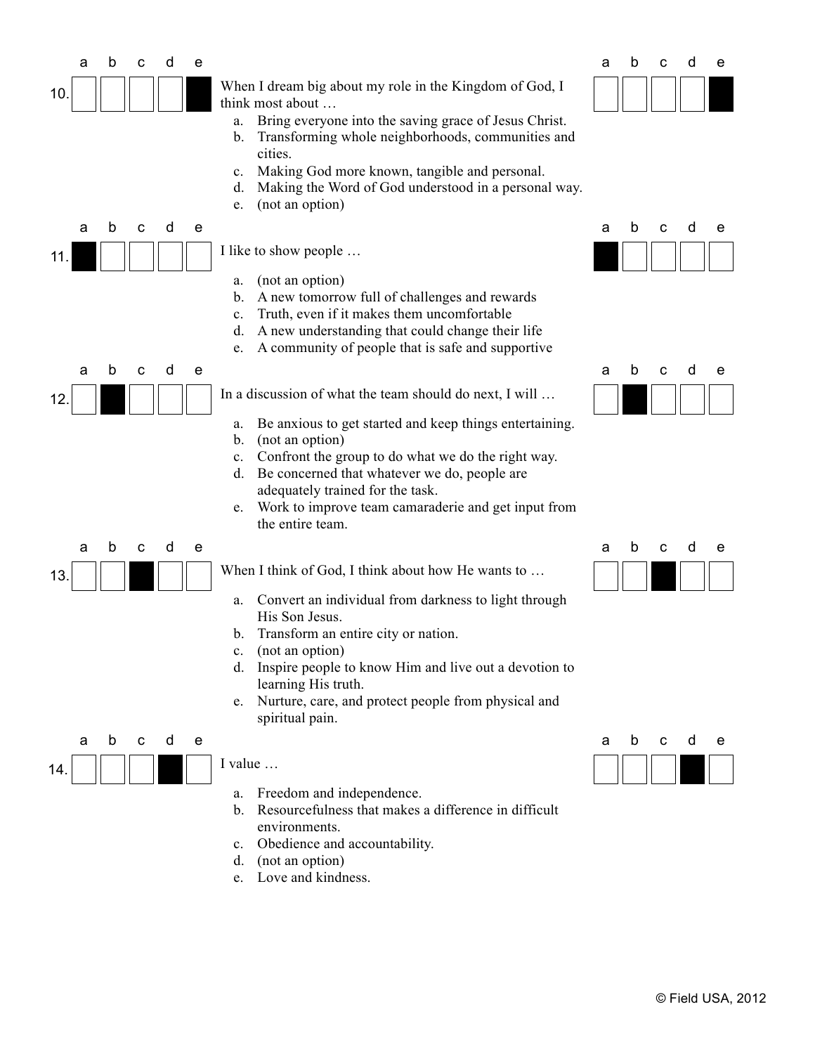**10.** When I dream big about my role in the Kingdom of God, I think most about …

a. Bring everyone into the saving grace of Jesus Christ.
b. Transforming whole neighborhoods, communities and cities.
c. Making God more known, tangible and personal.
d. Making the Word of God understood in a personal way.
e. (not an option)

| a | b | c | d | e |
|---|---|---|---|---|
| ☐ | ☐ | ☐ | ☐ | ■ |

**11.** I like to show people …

a. (not an option)
b. A new tomorrow full of challenges and rewards
c. Truth, even if it makes them uncomfortable
d. A new understanding that could change their life
e. A community of people that is safe and supportive

| a | b | c | d | e |
|---|---|---|---|---|
| ■ | ☐ | ☐ | ☐ | ☐ |

**12.** In a discussion of what the team should do next, I will …

a. Be anxious to get started and keep things entertaining.
b. (not an option)
c. Confront the group to do what we do the right way.
d. Be concerned that whatever we do, people are adequately trained for the task.
e. Work to improve team camaraderie and get input from the entire team.

| a | b | c | d | e |
|---|---|---|---|---|
| ☐ | ■ | ☐ | ☐ | ☐ |

**13.** When I think of God, I think about how He wants to …

a. Convert an individual from darkness to light through His Son Jesus.
b. Transform an entire city or nation.
c. (not an option)
d. Inspire people to know Him and live out a devotion to learning His truth.
e. Nurture, care, and protect people from physical and spiritual pain.

| a | b | c | d | e |
|---|---|---|---|---|
| ☐ | ☐ | ■ | ☐ | ☐ |

**14.** I value …

a. Freedom and independence.
b. Resourcefulness that makes a difference in difficult environments.
c. Obedience and accountability.
d. (not an option)
e. Love and kindness.

| a | b | c | d | e |
|---|---|---|---|---|
| ☐ | ☐ | ☐ | ■ | ☐ |

© Field USA, 2012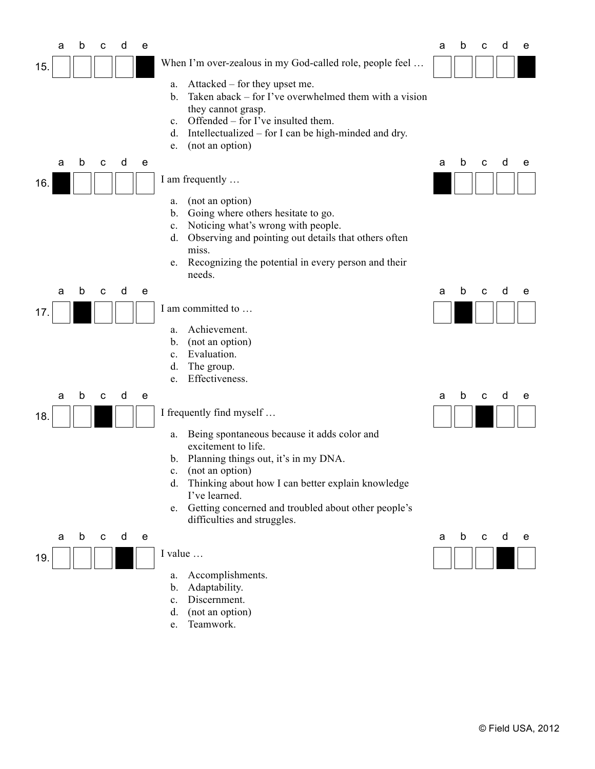**15.** When I'm over-zealous in my God-called role, people feel …

| a | b | c | d | e |
|---|---|---|---|---|
| ☐ | ☐ | ☐ | ☐ | ■ |

a. Attacked – for they upset me.
b. Taken aback – for I've overwhelmed them with a vision they cannot grasp.
c. Offended – for I've insulted them.
d. Intellectualized – for I can be high-minded and dry.
e. (not an option)

**16.** I am frequently …

| a | b | c | d | e |
|---|---|---|---|---|
| ■ | ☐ | ☐ | ☐ | ☐ |

a. (not an option)
b. Going where others hesitate to go.
c. Noticing what's wrong with people.
d. Observing and pointing out details that others often miss.
e. Recognizing the potential in every person and their needs.

**17.** I am committed to …

| a | b | c | d | e |
|---|---|---|---|---|
| ☐ | ■ | ☐ | ☐ | ☐ |

a. Achievement.
b. (not an option)
c. Evaluation.
d. The group.
e. Effectiveness.

**18.** I frequently find myself …

| a | b | c | d | e |
|---|---|---|---|---|
| ☐ | ☐ | ■ | ☐ | ☐ |

a. Being spontaneous because it adds color and excitement to life.
b. Planning things out, it's in my DNA.
c. (not an option)
d. Thinking about how I can better explain knowledge I've learned.
e. Getting concerned and troubled about other people's difficulties and struggles.

**19.** I value …

| a | b | c | d | e |
|---|---|---|---|---|
| ☐ | ☐ | ☐ | ■ | ☐ |

a. Accomplishments.
b. Adaptability.
c. Discernment.
d. (not an option)
e. Teamwork.

© Field USA, 2012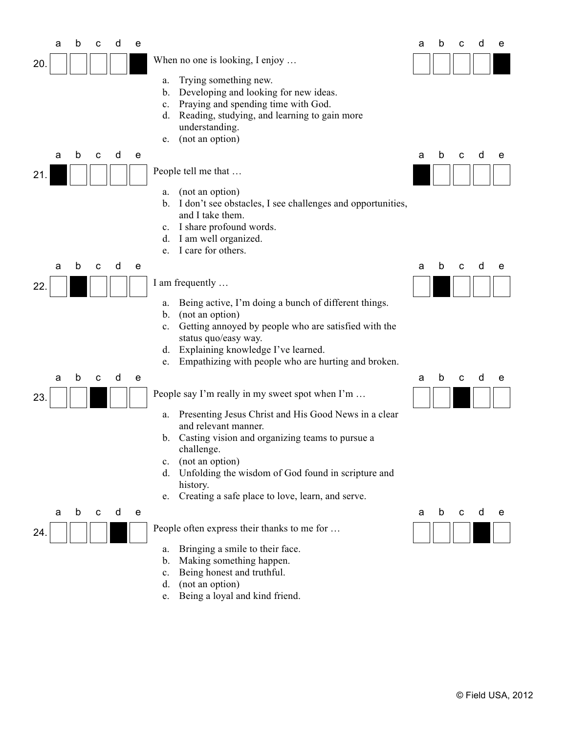**20.** When no one is looking, I enjoy …

a. Trying something new.
b. Developing and looking for new ideas.
c. Praying and spending time with God.
d. Reading, studying, and learning to gain more understanding.
e. (not an option)

**21.** People tell me that …

a. (not an option)
b. I don't see obstacles, I see challenges and opportunities, and I take them.
c. I share profound words.
d. I am well organized.
e. I care for others.

**22.** I am frequently …

a. Being active, I'm doing a bunch of different things.
b. (not an option)
c. Getting annoyed by people who are satisfied with the status quo/easy way.
d. Explaining knowledge I've learned.
e. Empathizing with people who are hurting and broken.

**23.** People say I'm really in my sweet spot when I'm …

a. Presenting Jesus Christ and His Good News in a clear and relevant manner.
b. Casting vision and organizing teams to pursue a challenge.
c. (not an option)
d. Unfolding the wisdom of God found in scripture and history.
e. Creating a safe place to love, learn, and serve.

**24.** People often express their thanks to me for …

a. Bringing a smile to their face.
b. Making something happen.
c. Being honest and truthful.
d. (not an option)
e. Being a loyal and kind friend.

© Field USA, 2012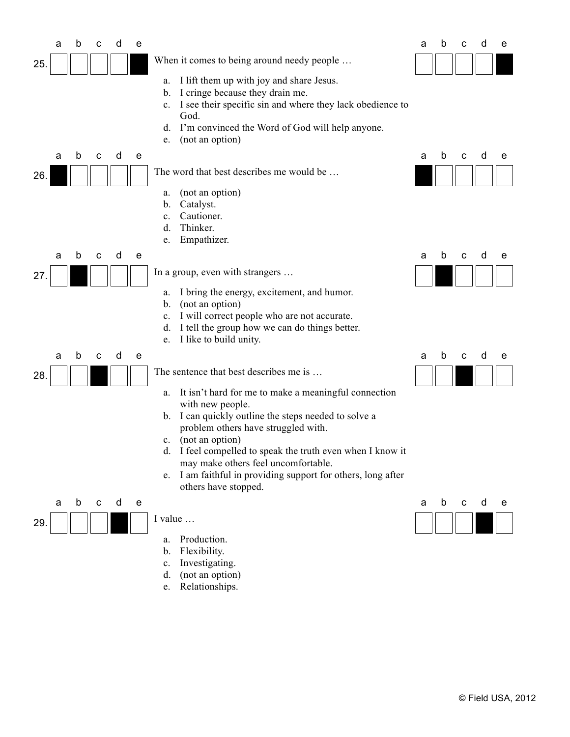25. When it comes to being around needy people …

a. I lift them up with joy and share Jesus.
b. I cringe because they drain me.
c. I see their specific sin and where they lack obedience to God.
d. I'm convinced the Word of God will help anyone.
e. (not an option)

26. The word that best describes me would be …

a. (not an option)
b. Catalyst.
c. Cautioner.
d. Thinker.
e. Empathizer.

27. In a group, even with strangers …

a. I bring the energy, excitement, and humor.
b. (not an option)
c. I will correct people who are not accurate.
d. I tell the group how we can do things better.
e. I like to build unity.

28. The sentence that best describes me is …

a. It isn't hard for me to make a meaningful connection with new people.
b. I can quickly outline the steps needed to solve a problem others have struggled with.
c. (not an option)
d. I feel compelled to speak the truth even when I know it may make others feel uncomfortable.
e. I am faithful in providing support for others, long after others have stopped.

29. I value …

a. Production.
b. Flexibility.
c. Investigating.
d. (not an option)
e. Relationships.

© Field USA, 2012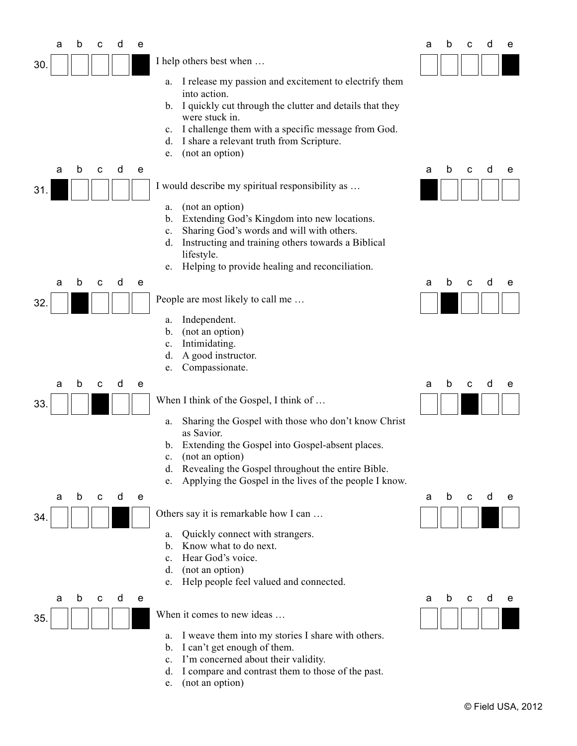| | a | b | c | d | e |
|---|---|---|---|---|---|
| 30. | ☐ | ☐ | ☐ | ☐ | ■ |

I help others best when …

a. I release my passion and excitement to electrify them into action.
b. I quickly cut through the clutter and details that they were stuck in.
c. I challenge them with a specific message from God.
d. I share a relevant truth from Scripture.
e. (not an option)

| | a | b | c | d | e |
|---|---|---|---|---|---|
| 31. | ■ | ☐ | ☐ | ☐ | ☐ |

I would describe my spiritual responsibility as …

a. (not an option)
b. Extending God's Kingdom into new locations.
c. Sharing God's words and will with others.
d. Instructing and training others towards a Biblical lifestyle.
e. Helping to provide healing and reconciliation.

| | a | b | c | d | e |
|---|---|---|---|---|---|
| 32. | ☐ | ■ | ☐ | ☐ | ☐ |

People are most likely to call me …

a. Independent.
b. (not an option)
c. Intimidating.
d. A good instructor.
e. Compassionate.

| | a | b | c | d | e |
|---|---|---|---|---|---|
| 33. | ☐ | ☐ | ■ | ☐ | ☐ |

When I think of the Gospel, I think of …

a. Sharing the Gospel with those who don't know Christ as Savior.
b. Extending the Gospel into Gospel-absent places.
c. (not an option)
d. Revealing the Gospel throughout the entire Bible.
e. Applying the Gospel in the lives of the people I know.

| | a | b | c | d | e |
|---|---|---|---|---|---|
| 34. | ☐ | ☐ | ☐ | ■ | ☐ |

Others say it is remarkable how I can …

a. Quickly connect with strangers.
b. Know what to do next.
c. Hear God's voice.
d. (not an option)
e. Help people feel valued and connected.

| | a | b | c | d | e |
|---|---|---|---|---|---|
| 35. | ☐ | ☐ | ☐ | ☐ | ■ |

When it comes to new ideas …

a. I weave them into my stories I share with others.
b. I can't get enough of them.
c. I'm concerned about their validity.
d. I compare and contrast them to those of the past.
e. (not an option)

© Field USA, 2012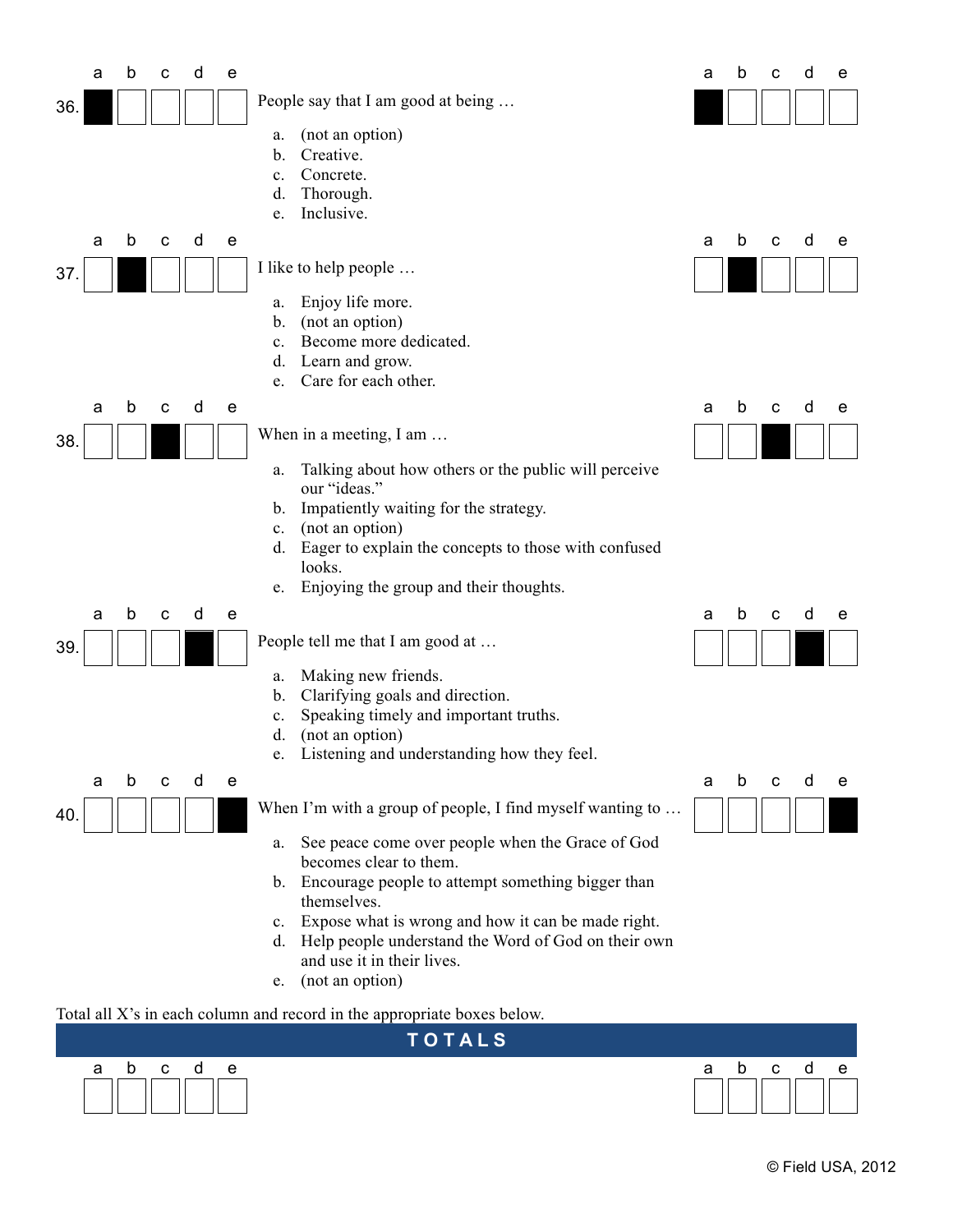**36.** People say that I am good at being …

a. (not an option)
b. Creative.
c. Concrete.
d. Thorough.
e. Inclusive.

**37.** I like to help people …

a. Enjoy life more.
b. (not an option)
c. Become more dedicated.
d. Learn and grow.
e. Care for each other.

**38.** When in a meeting, I am …

a. Talking about how others or the public will perceive our "ideas."
b. Impatiently waiting for the strategy.
c. (not an option)
d. Eager to explain the concepts to those with confused looks.
e. Enjoying the group and their thoughts.

**39.** People tell me that I am good at …

a. Making new friends.
b. Clarifying goals and direction.
c. Speaking timely and important truths.
d. (not an option)
e. Listening and understanding how they feel.

**40.** When I'm with a group of people, I find myself wanting to …

a. See peace come over people when the Grace of God becomes clear to them.
b. Encourage people to attempt something bigger than themselves.
c. Expose what is wrong and how it can be made right.
d. Help people understand the Word of God on their own and use it in their lives.
e. (not an option)

Total all X's in each column and record in the appropriate boxes below.

## TOTALS

| a | b | c | d | e |
|---|---|---|---|---|
| | | | | |

| a | b | c | d | e |
|---|---|---|---|---|
| | | | | |

© Field USA, 2012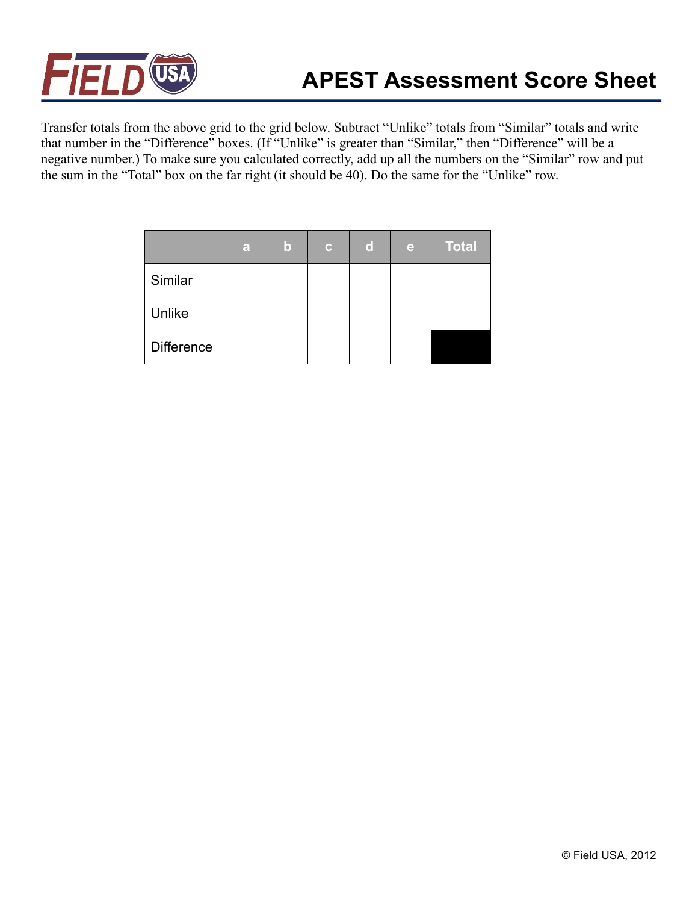# APEST Assessment Score Sheet

Transfer totals from the above grid to the grid below. Subtract “Unlike” totals from “Similar” totals and write that number in the “Difference” boxes. (If “Unlike” is greater than “Similar,” then “Difference” will be a negative number.) To make sure you calculated correctly, add up all the numbers on the “Similar” row and put the sum in the “Total” box on the far right (it should be 40). Do the same for the “Unlike” row.

| | a | b | c | d | e | Total |
|---|---|---|---|---|---|---|
| Similar | | | | | | |
| Unlike | | | | | | |
| Difference | | | | | | |

© Field USA, 2012